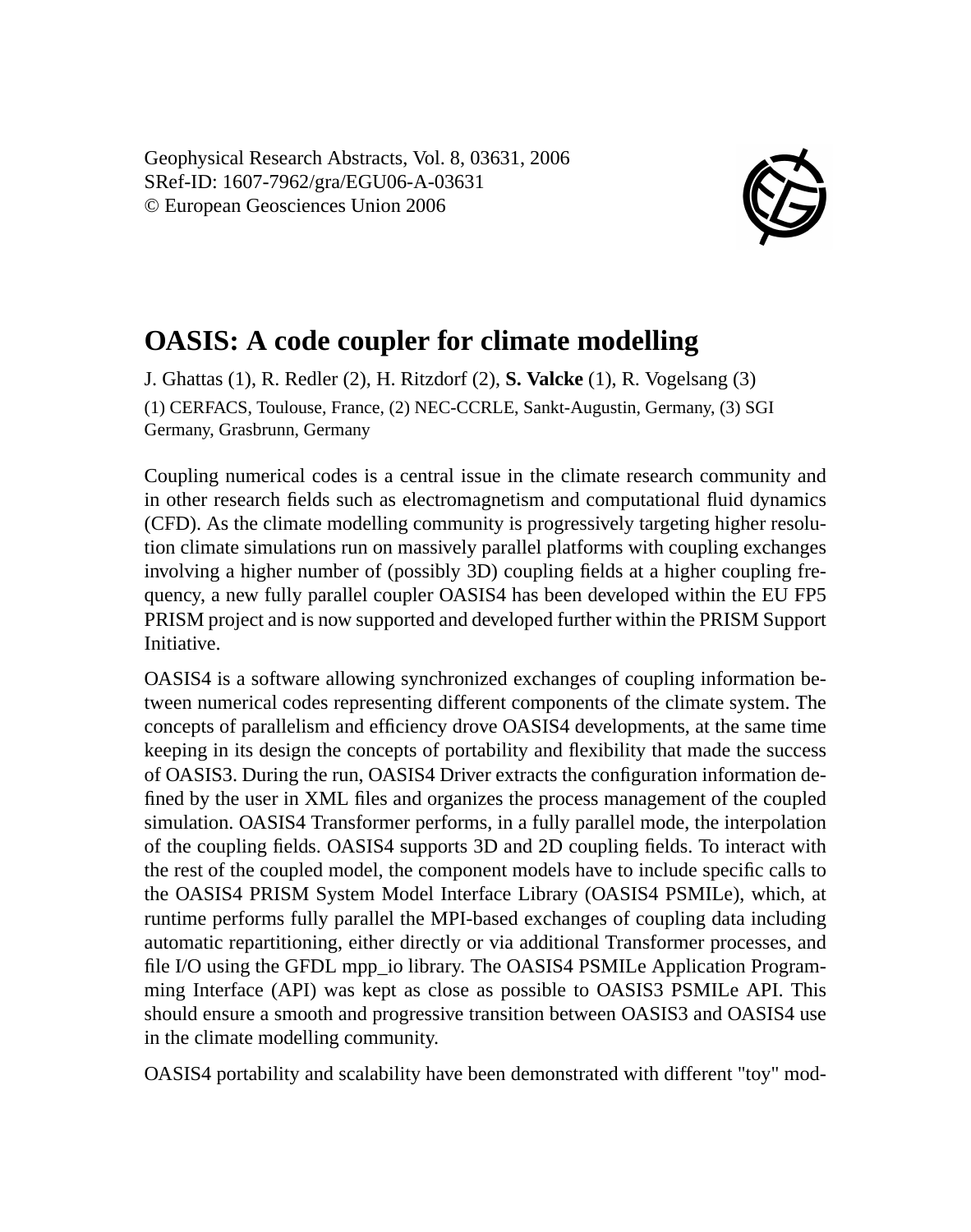Geophysical Research Abstracts, Vol. 8, 03631, 2006
SRef-ID: 1607-7962/gra/EGU06-A-03631
© European Geosciences Union 2006

# OASIS: A code coupler for climate modelling

J. Ghattas (1), R. Redler (2), H. Ritzdorf (2), **S. Valcke** (1), R. Vogelsang (3)

(1) CERFACS, Toulouse, France, (2) NEC-CCRLE, Sankt-Augustin, Germany, (3) SGI Germany, Grasbrunn, Germany

Coupling numerical codes is a central issue in the climate research community and in other research fields such as electromagnetism and computational fluid dynamics (CFD). As the climate modelling community is progressively targeting higher resolution climate simulations run on massively parallel platforms with coupling exchanges involving a higher number of (possibly 3D) coupling fields at a higher coupling frequency, a new fully parallel coupler OASIS4 has been developed within the EU FP5 PRISM project and is now supported and developed further within the PRISM Support Initiative.

OASIS4 is a software allowing synchronized exchanges of coupling information between numerical codes representing different components of the climate system. The concepts of parallelism and efficiency drove OASIS4 developments, at the same time keeping in its design the concepts of portability and flexibility that made the success of OASIS3. During the run, OASIS4 Driver extracts the configuration information defined by the user in XML files and organizes the process management of the coupled simulation. OASIS4 Transformer performs, in a fully parallel mode, the interpolation of the coupling fields. OASIS4 supports 3D and 2D coupling fields. To interact with the rest of the coupled model, the component models have to include specific calls to the OASIS4 PRISM System Model Interface Library (OASIS4 PSMILe), which, at runtime performs fully parallel the MPI-based exchanges of coupling data including automatic repartitioning, either directly or via additional Transformer processes, and file I/O using the GFDL mpp_io library. The OASIS4 PSMILe Application Programming Interface (API) was kept as close as possible to OASIS3 PSMILe API. This should ensure a smooth and progressive transition between OASIS3 and OASIS4 use in the climate modelling community.

OASIS4 portability and scalability have been demonstrated with different "toy" mod-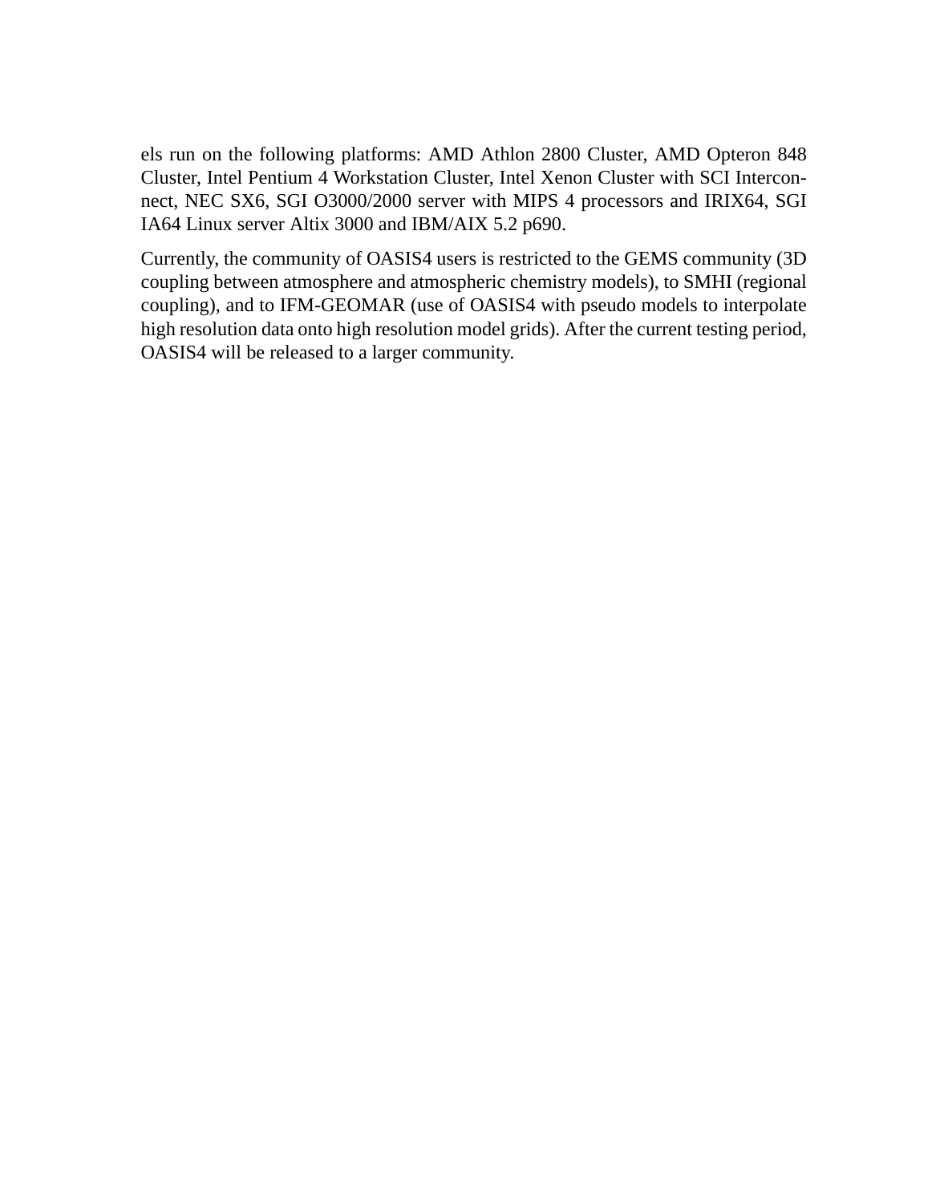els run on the following platforms: AMD Athlon 2800 Cluster, AMD Opteron 848 Cluster, Intel Pentium 4 Workstation Cluster, Intel Xenon Cluster with SCI Interconnect, NEC SX6, SGI O3000/2000 server with MIPS 4 processors and IRIX64, SGI IA64 Linux server Altix 3000 and IBM/AIX 5.2 p690.

Currently, the community of OASIS4 users is restricted to the GEMS community (3D coupling between atmosphere and atmospheric chemistry models), to SMHI (regional coupling), and to IFM-GEOMAR (use of OASIS4 with pseudo models to interpolate high resolution data onto high resolution model grids). After the current testing period, OASIS4 will be released to a larger community.